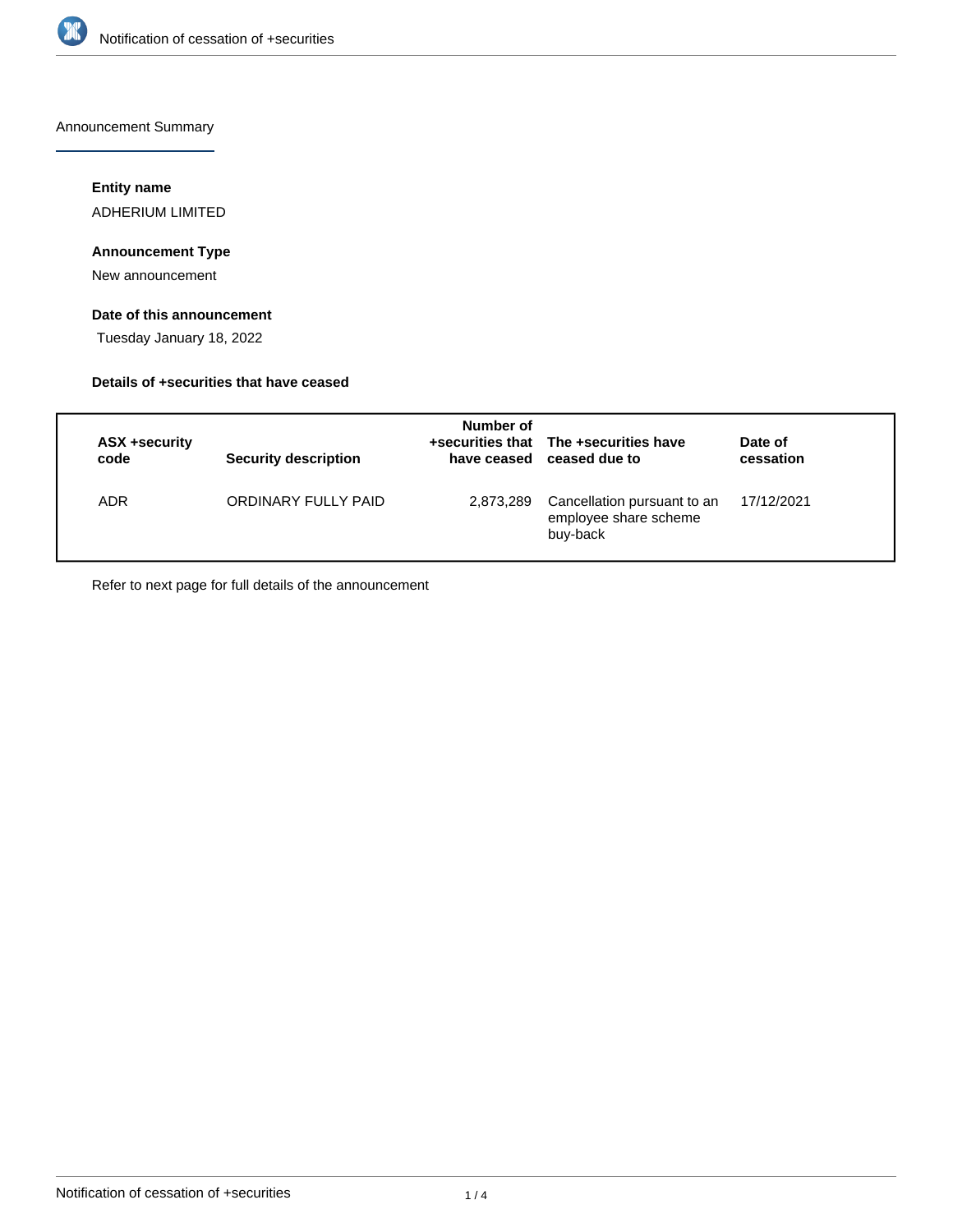Announcement Summary

#### Entity name

ADHERIUM LIMITED

#### Announcement Type

New announcement

#### Date of this announcement

Tuesday January 18, 2022

#### Details of +securities that have ceased

| ASX +security code | Security description | Number of +securities that have ceased | The +securities have ceased due to | Date of cessation |
|---|---|---|---|---|
| ADR | ORDINARY FULLY PAID | 2,873,289 | Cancellation pursuant to an employee share scheme buy-back | 17/12/2021 |

Refer to next page for full details of the announcement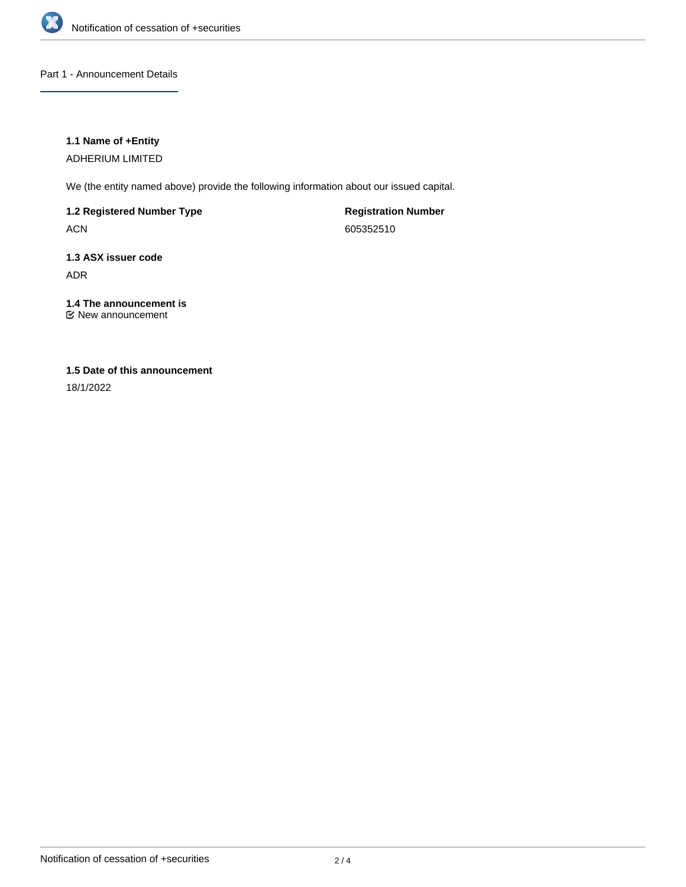## Part 1 - Announcement Details

**1.1 Name of +Entity**

ADHERIUM LIMITED

We (the entity named above) provide the following information about our issued capital.

**1.2 Registered Number Type**

ACN

**Registration Number**

605352510

**1.3 ASX issuer code**

ADR

**1.4 The announcement is**

☑ New announcement

**1.5 Date of this announcement**

18/1/2022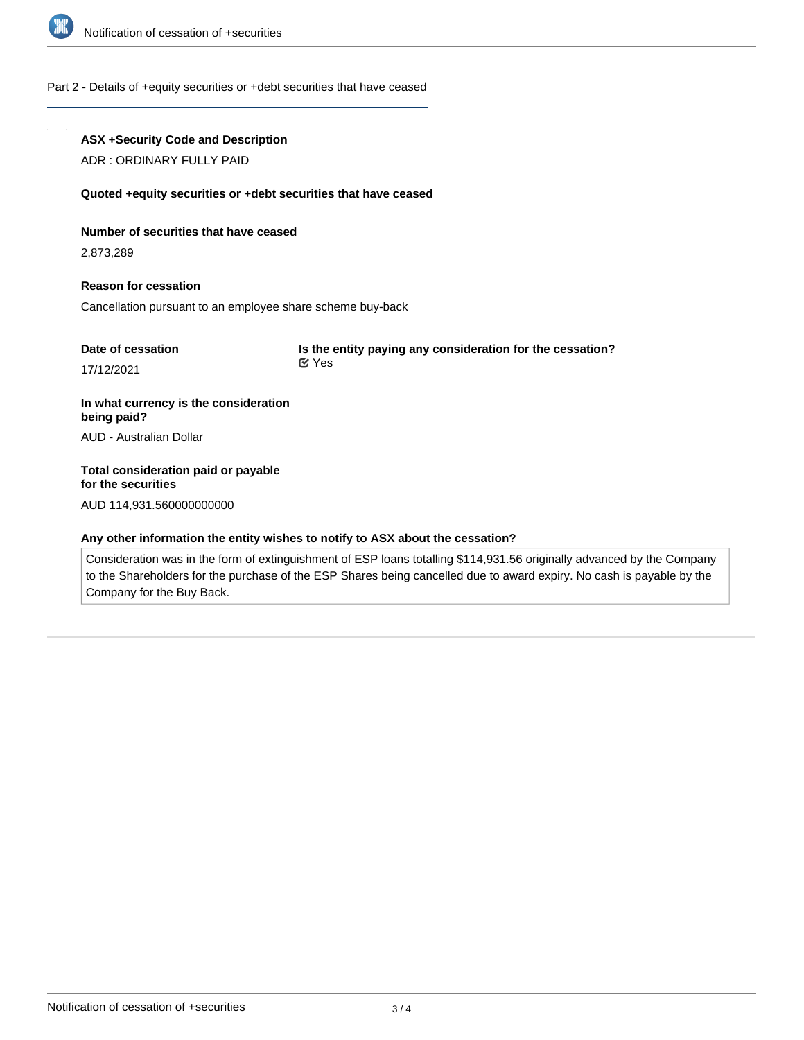## Part 2 - Details of +equity securities or +debt securities that have ceased

**ASX +Security Code and Description**

ADR : ORDINARY FULLY PAID

**Quoted +equity securities or +debt securities that have ceased**

**Number of securities that have ceased**

2,873,289

**Reason for cessation**

Cancellation pursuant to an employee share scheme buy-back

**Date of cessation**

17/12/2021

**Is the entity paying any consideration for the cessation?**

Yes

**In what currency is the consideration being paid?**

AUD - Australian Dollar

**Total consideration paid or payable for the securities**

AUD 114,931.560000000000

**Any other information the entity wishes to notify to ASX about the cessation?**

Consideration was in the form of extinguishment of ESP loans totalling $114,931.56 originally advanced by the Company to the Shareholders for the purchase of the ESP Shares being cancelled due to award expiry. No cash is payable by the Company for the Buy Back.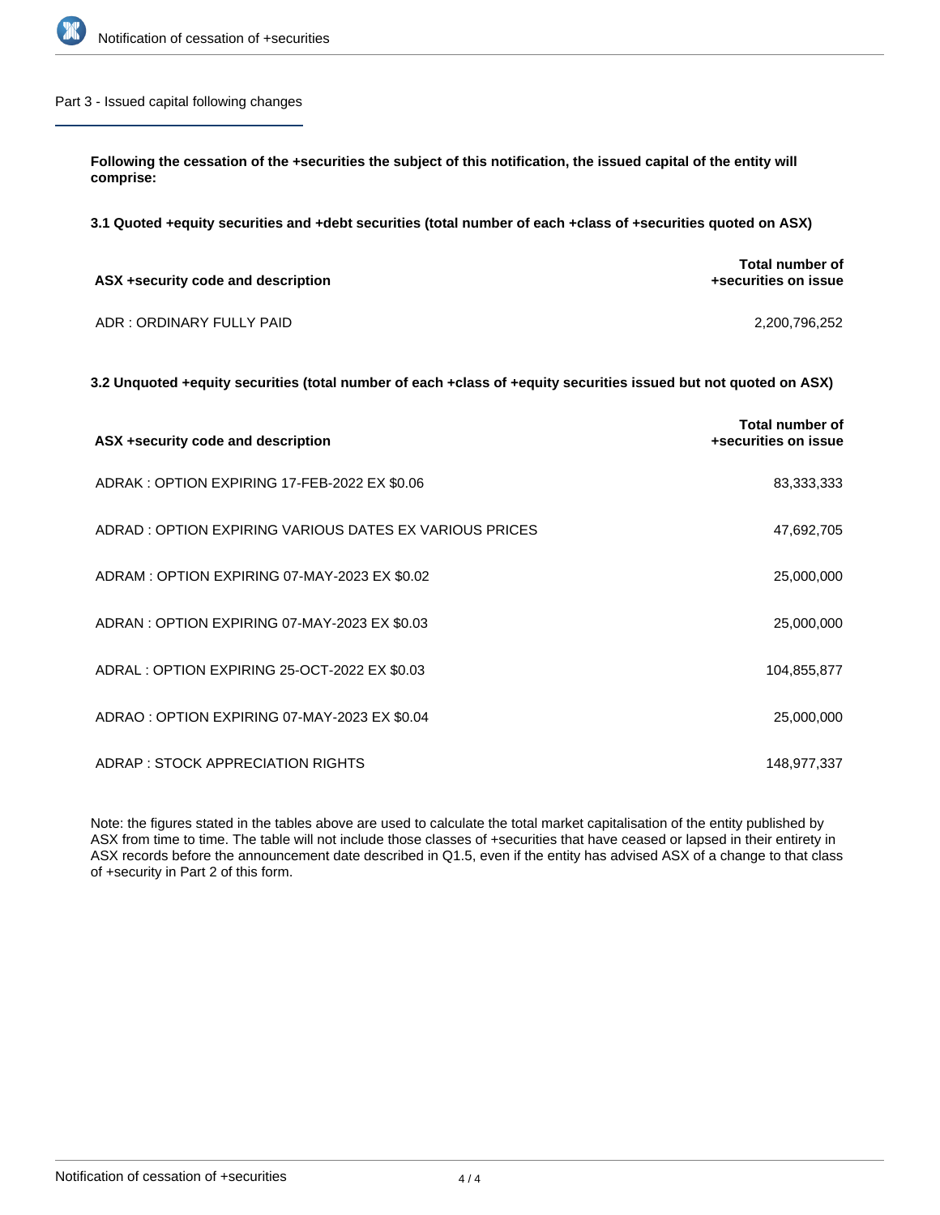## Part 3 - Issued capital following changes

**Following the cessation of the +securities the subject of this notification, the issued capital of the entity will comprise:**

**3.1 Quoted +equity securities and +debt securities (total number of each +class of +securities quoted on ASX)**

| ASX +security code and description | Total number of +securities on issue |
|---|---|
| ADR : ORDINARY FULLY PAID | 2,200,796,252 |

**3.2 Unquoted +equity securities (total number of each +class of +equity securities issued but not quoted on ASX)**

| ASX +security code and description | Total number of +securities on issue |
|---|---|
| ADRAK : OPTION EXPIRING 17-FEB-2022 EX $0.06 | 83,333,333 |
| ADRAD : OPTION EXPIRING VARIOUS DATES EX VARIOUS PRICES | 47,692,705 |
| ADRAM : OPTION EXPIRING 07-MAY-2023 EX $0.02 | 25,000,000 |
| ADRAN : OPTION EXPIRING 07-MAY-2023 EX $0.03 | 25,000,000 |
| ADRAL : OPTION EXPIRING 25-OCT-2022 EX $0.03 | 104,855,877 |
| ADRAO : OPTION EXPIRING 07-MAY-2023 EX $0.04 | 25,000,000 |
| ADRAP : STOCK APPRECIATION RIGHTS | 148,977,337 |

Note: the figures stated in the tables above are used to calculate the total market capitalisation of the entity published by ASX from time to time. The table will not include those classes of +securities that have ceased or lapsed in their entirety in ASX records before the announcement date described in Q1.5, even if the entity has advised ASX of a change to that class of +security in Part 2 of this form.